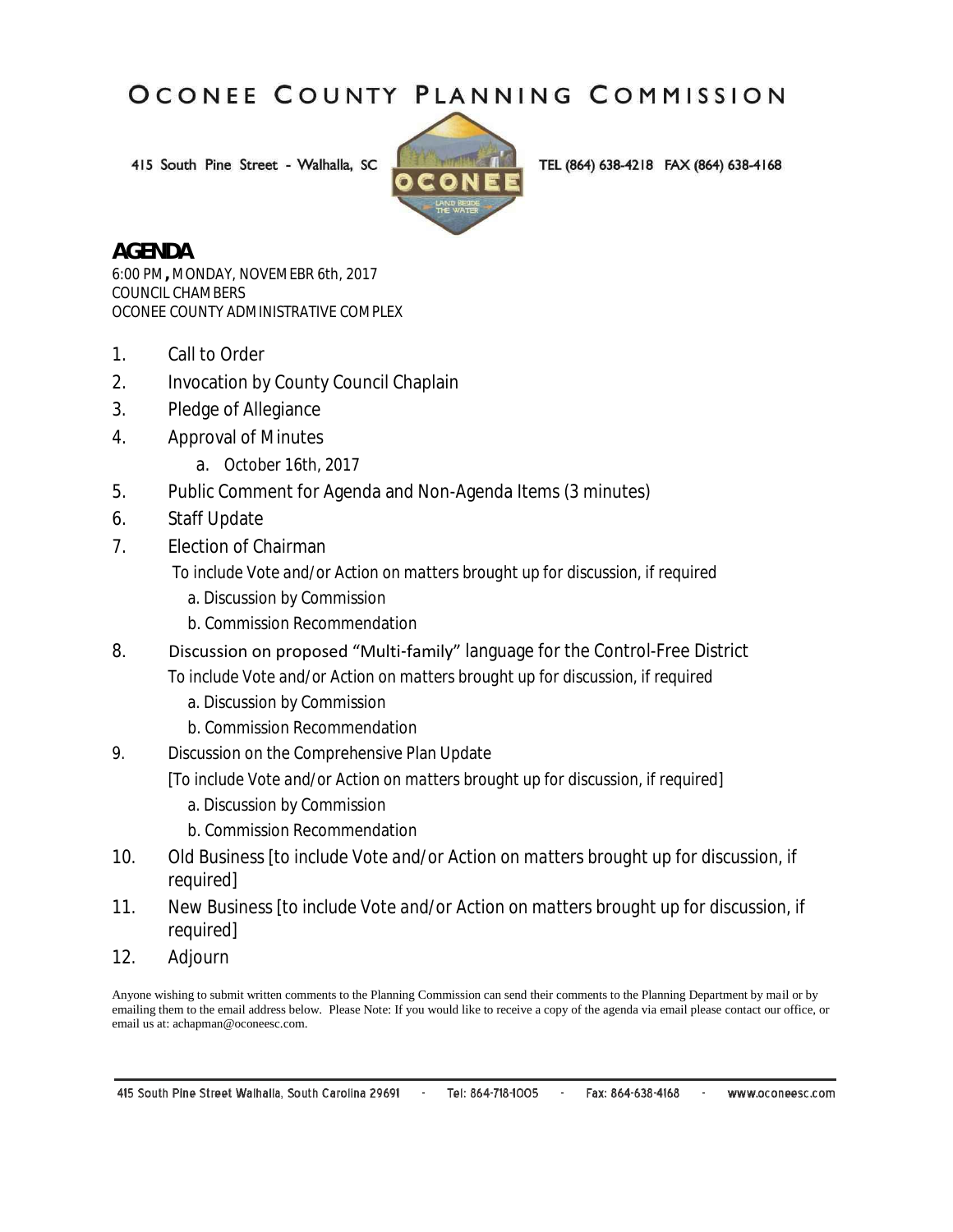# OCONEE COUNTY PLANNING COMMISSION

415 South Pine Street - Walhalla, SC TEL (864) 638-4218 FAX (864) 638-4168

## AGENDA

6:00 PM, MONDAY, NOVEMEBR 6th, 2017
COUNCIL CHAMBERS
OCONEE COUNTY ADMINISTRATIVE COMPLEX

1. Call to Order
2. Invocation by County Council Chaplain
3. Pledge of Allegiance
4. Approval of Minutes
   a. October 16th, 2017
5. Public Comment for Agenda and Non-Agenda Items (3 minutes)
6. Staff Update
7. Election of Chairman
   To include Vote and/or Action on matters brought up for discussion, if required
   a. Discussion by Commission
   b. Commission Recommendation
8. Discussion on proposed "Multi-family" language for the Control-Free District
   To include Vote and/or Action on matters brought up for discussion, if required
   a. Discussion by Commission
   b. Commission Recommendation
9. Discussion on the Comprehensive Plan Update
   [To include Vote and/or Action on matters brought up for discussion, if required]
   a. Discussion by Commission
   b. Commission Recommendation
10. Old Business [to include Vote and/or Action on matters brought up for discussion, if required]
11. New Business [to include Vote and/or Action on matters brought up for discussion, if required]
12. Adjourn

Anyone wishing to submit written comments to the Planning Commission can send their comments to the Planning Department by mail or by emailing them to the email address below. Please Note: If you would like to receive a copy of the agenda via email please contact our office, or email us at: achapman@oconeesc.com.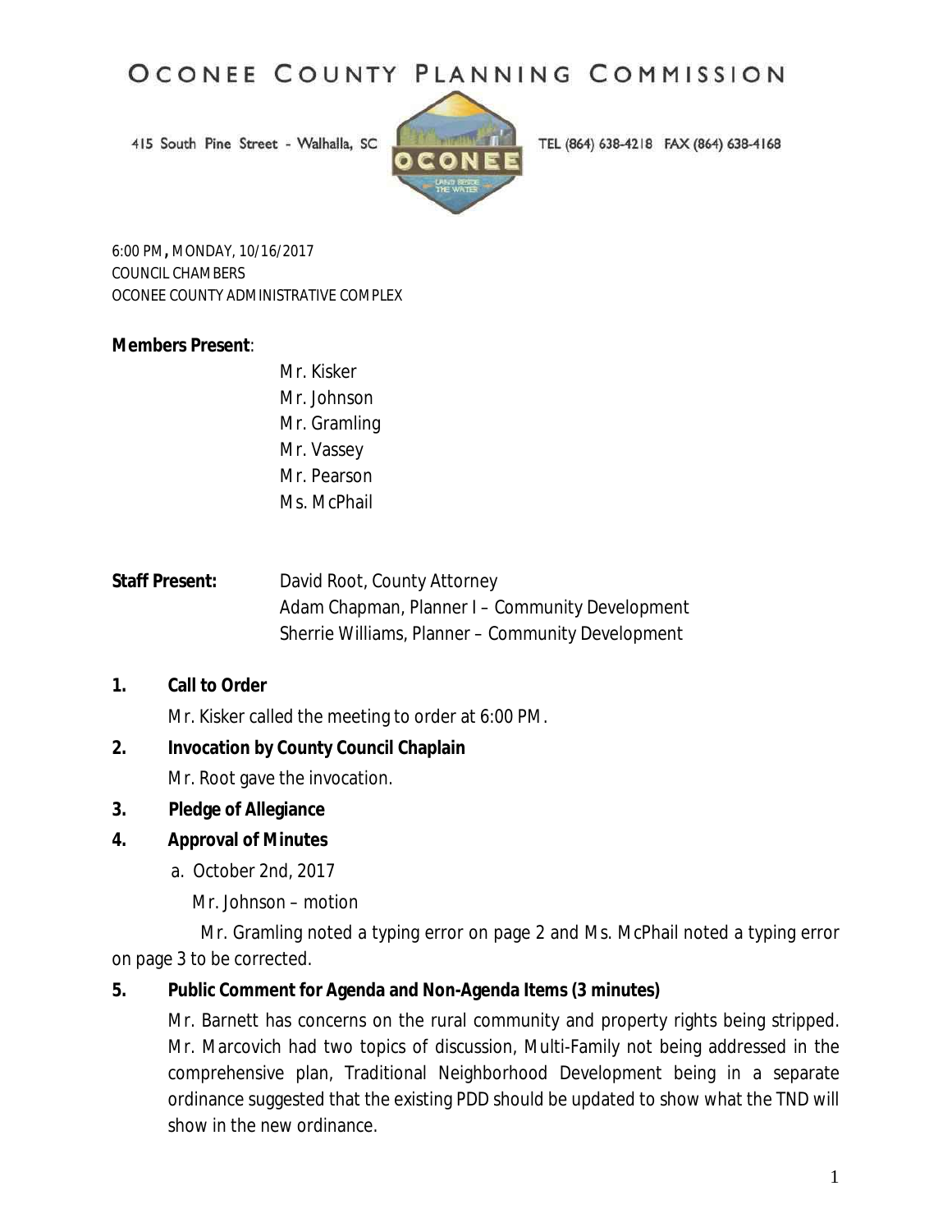# OCONEE COUNTY PLANNING COMMISSION

415 South Pine Street - Walhalla, SC

TEL (864) 638-4218 FAX (864) 638-4168

6:00 PM**,** MONDAY, 10/16/2017
COUNCIL CHAMBERS
OCONEE COUNTY ADMINISTRATIVE COMPLEX

**Members Present**:

Mr. Kisker
Mr. Johnson
Mr. Gramling
Mr. Vassey
Mr. Pearson
Ms. McPhail

**Staff Present:**

David Root, County Attorney
Adam Chapman, Planner I – Community Development
Sherrie Williams, Planner – Community Development

**1. Call to Order**

Mr. Kisker called the meeting to order at 6:00 PM.

**2. Invocation by County Council Chaplain**

Mr. Root gave the invocation.

**3. Pledge of Allegiance**

**4. Approval of Minutes**

a. October 2nd, 2017

Mr. Johnson – motion

Mr. Gramling noted a typing error on page 2 and Ms. McPhail noted a typing error on page 3 to be corrected.

**5. Public Comment for Agenda and Non-Agenda Items (3 minutes)**

Mr. Barnett has concerns on the rural community and property rights being stripped. Mr. Marcovich had two topics of discussion, Multi-Family not being addressed in the comprehensive plan, Traditional Neighborhood Development being in a separate ordinance suggested that the existing PDD should be updated to show what the TND will show in the new ordinance.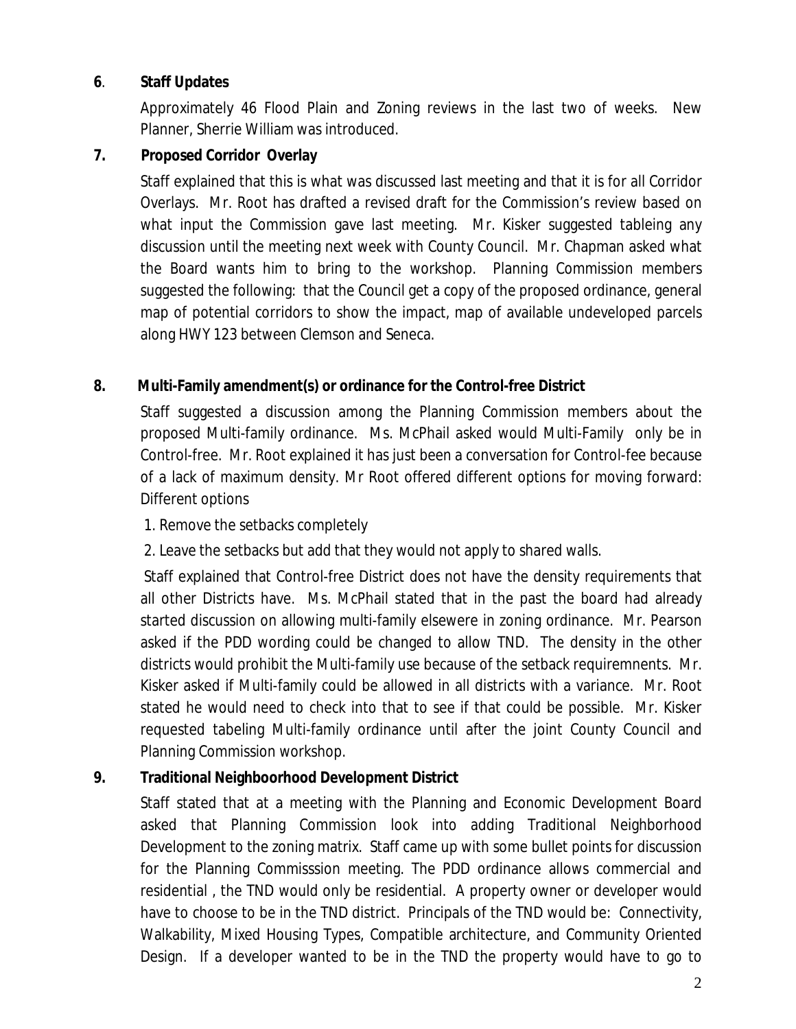**6**. **Staff Updates**

Approximately 46 Flood Plain and Zoning reviews in the last two of weeks. New Planner, Sherrie William was introduced.

**7. Proposed Corridor Overlay**

Staff explained that this is what was discussed last meeting and that it is for all Corridor Overlays. Mr. Root has drafted a revised draft for the Commission's review based on what input the Commission gave last meeting. Mr. Kisker suggested tableing any discussion until the meeting next week with County Council. Mr. Chapman asked what the Board wants him to bring to the workshop. Planning Commission members suggested the following: that the Council get a copy of the proposed ordinance, general map of potential corridors to show the impact, map of available undeveloped parcels along HWY 123 between Clemson and Seneca.

**8. Multi-Family amendment(s) or ordinance for the Control-free District**

Staff suggested a discussion among the Planning Commission members about the proposed Multi-family ordinance. Ms. McPhail asked would Multi-Family only be in Control-free. Mr. Root explained it has just been a conversation for Control-fee because of a lack of maximum density. Mr Root offered different options for moving forward: Different options

1. Remove the setbacks completely
2. Leave the setbacks but add that they would not apply to shared walls.

Staff explained that Control-free District does not have the density requirements that all other Districts have. Ms. McPhail stated that in the past the board had already started discussion on allowing multi-family elsewere in zoning ordinance. Mr. Pearson asked if the PDD wording could be changed to allow TND. The density in the other districts would prohibit the Multi-family use because of the setback requiremnents. Mr. Kisker asked if Multi-family could be allowed in all districts with a variance. Mr. Root stated he would need to check into that to see if that could be possible. Mr. Kisker requested tabeling Multi-family ordinance until after the joint County Council and Planning Commission workshop.

**9. Traditional Neighboorhood Development District**

Staff stated that at a meeting with the Planning and Economic Development Board asked that Planning Commission look into adding Traditional Neighborhood Development to the zoning matrix. Staff came up with some bullet points for discussion for the Planning Commisssion meeting. The PDD ordinance allows commercial and residential , the TND would only be residential. A property owner or developer would have to choose to be in the TND district. Principals of the TND would be: Connectivity, Walkability, Mixed Housing Types, Compatible architecture, and Community Oriented Design. If a developer wanted to be in the TND the property would have to go to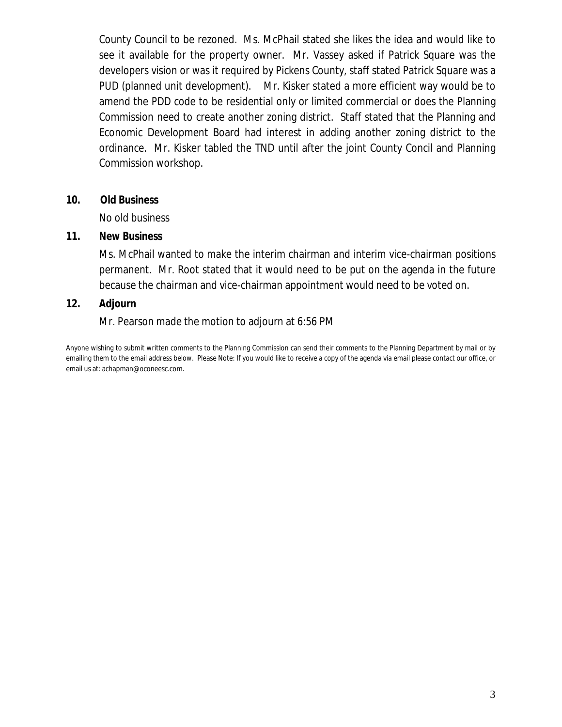County Council to be rezoned. Ms. McPhail stated she likes the idea and would like to see it available for the property owner. Mr. Vassey asked if Patrick Square was the developers vision or was it required by Pickens County, staff stated Patrick Square was a PUD (planned unit development). Mr. Kisker stated a more efficient way would be to amend the PDD code to be residential only or limited commercial or does the Planning Commission need to create another zoning district. Staff stated that the Planning and Economic Development Board had interest in adding another zoning district to the ordinance. Mr. Kisker tabled the TND until after the joint County Concil and Planning Commission workshop.

**10. Old Business**

No old business

**11. New Business**

Ms. McPhail wanted to make the interim chairman and interim vice-chairman positions permanent. Mr. Root stated that it would need to be put on the agenda in the future because the chairman and vice-chairman appointment would need to be voted on.

**12. Adjourn**

Mr. Pearson made the motion to adjourn at 6:56 PM

Anyone wishing to submit written comments to the Planning Commission can send their comments to the Planning Department by mail or by emailing them to the email address below. Please Note: If you would like to receive a copy of the agenda via email please contact our office, or email us at: achapman@oconeesc.com.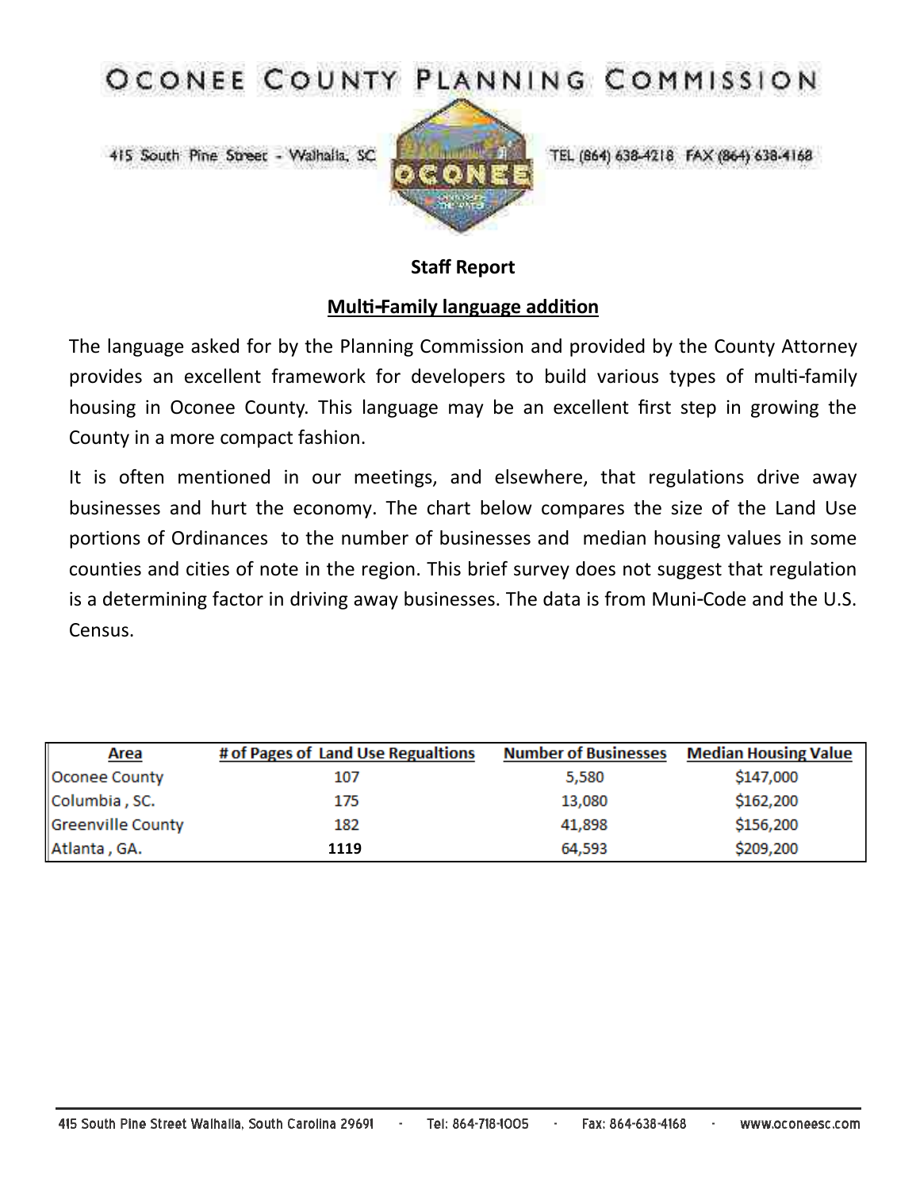# OCONEE COUNTY PLANNING COMMISSION

415 South Pine Street - Walhalla, SC    TEL (864) 638-4218   FAX (864) 638-4168

**Staff Report**

**Multi-Family language addition**

The language asked for by the Planning Commission and provided by the County Attorney provides an excellent framework for developers to build various types of multi-family housing in Oconee County. This language may be an excellent first step in growing the County in a more compact fashion.

It is often mentioned in our meetings, and elsewhere, that regulations drive away businesses and hurt the economy. The chart below compares the size of the Land Use portions of Ordinances to the number of businesses and median housing values in some counties and cities of note in the region. This brief survey does not suggest that regulation is a determining factor in driving away businesses. The data is from Muni-Code and the U.S. Census.

| Area | # of Pages of Land Use Regualtions | Number of Businesses | Median Housing Value |
|---|---|---|---|
| Oconee County | 107 | 5,580 | $147,000 |
| Columbia , SC. | 175 | 13,080 | $162,200 |
| Greenville County | 182 | 41,898 | $156,200 |
| Atlanta , GA. | **1119** | 64,593 | $209,200 |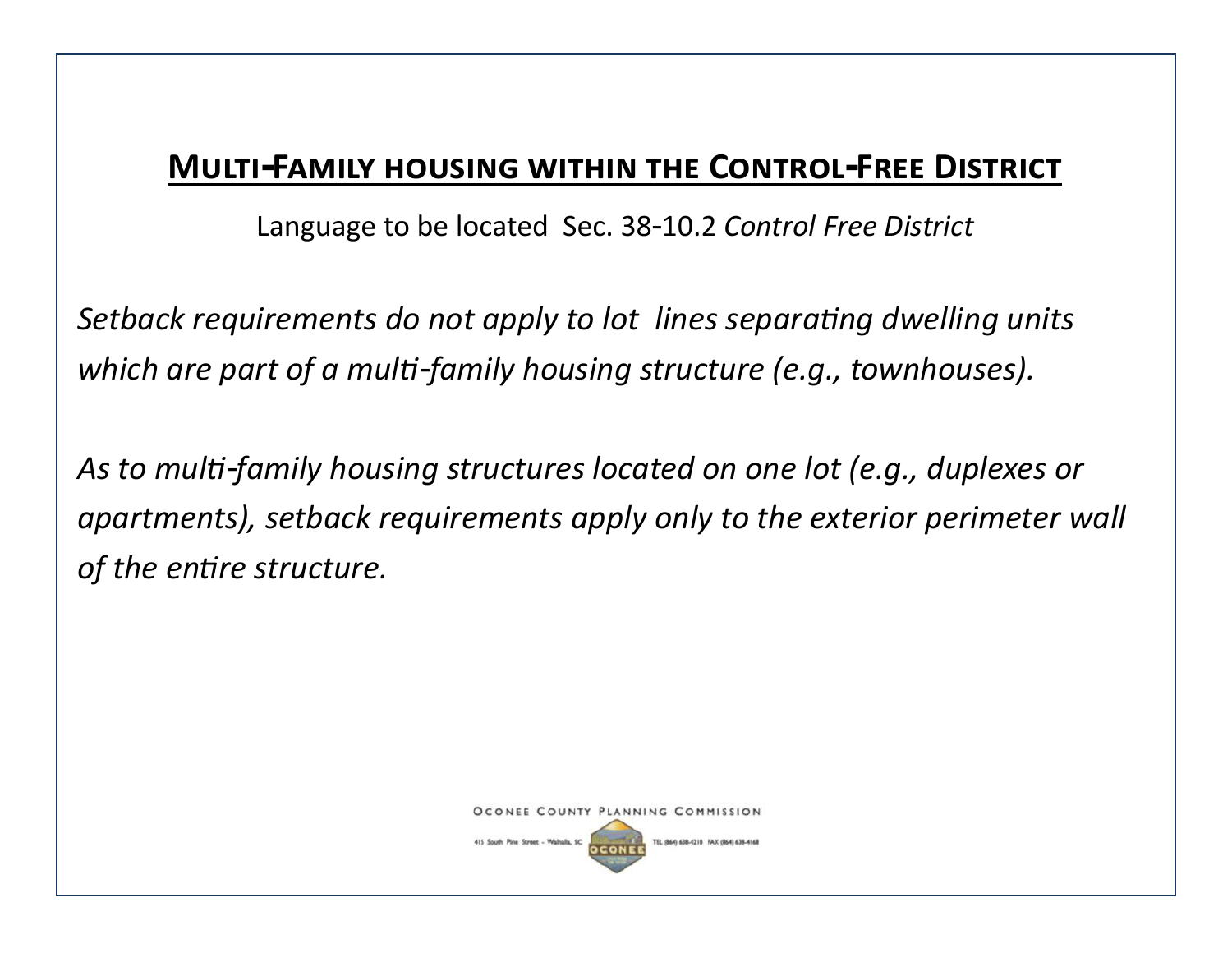## Multi-Family housing within the Control-Free District

Language to be located Sec. 38-10.2 *Control Free District*

*Setback requirements do not apply to lot lines separating dwelling units which are part of a multi-family housing structure (e.g., townhouses).*

*As to multi-family housing structures located on one lot (e.g., duplexes or apartments), setback requirements apply only to the exterior perimeter wall of the entire structure.*

Oconee County Planning Commission

415 South Pine Street - Walhalla, SC TEL (864) 638-4218 FAX (864) 638-4168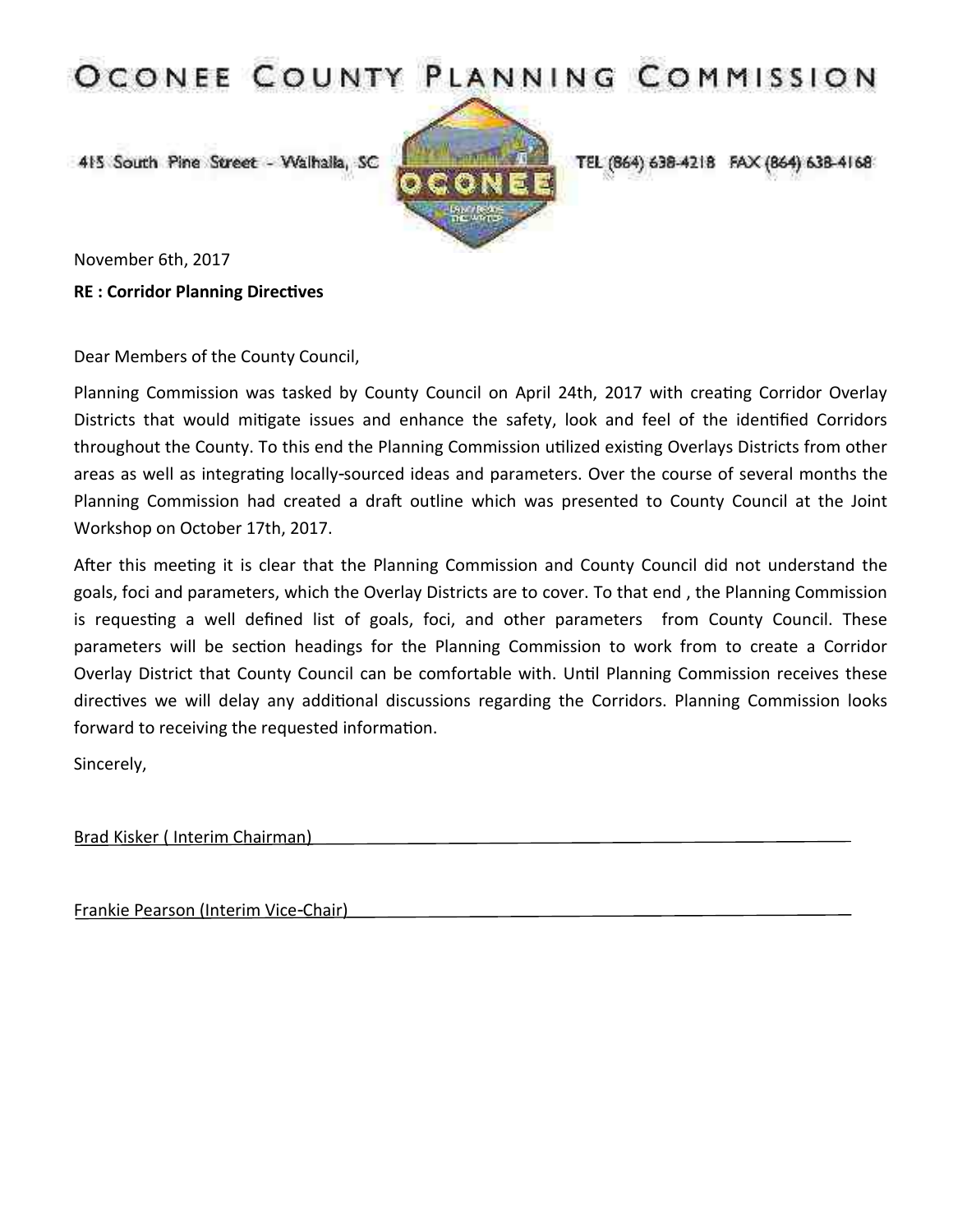# Oconee County Planning Commission

415 South Pine Street - Walhalla, SC

TEL (864) 638-4218 FAX (864) 638-4168

November 6th, 2017

**RE : Corridor Planning Directives**

Dear Members of the County Council,

Planning Commission was tasked by County Council on April 24th, 2017 with creating Corridor Overlay Districts that would mitigate issues and enhance the safety, look and feel of the identified Corridors throughout the County. To this end the Planning Commission utilized existing Overlays Districts from other areas as well as integrating locally-sourced ideas and parameters. Over the course of several months the Planning Commission had created a draft outline which was presented to County Council at the Joint Workshop on October 17th, 2017.

After this meeting it is clear that the Planning Commission and County Council did not understand the goals, foci and parameters, which the Overlay Districts are to cover. To that end , the Planning Commission is requesting a well defined list of goals, foci, and other parameters from County Council. These parameters will be section headings for the Planning Commission to work from to create a Corridor Overlay District that County Council can be comfortable with. Until Planning Commission receives these directives we will delay any additional discussions regarding the Corridors. Planning Commission looks forward to receiving the requested information.

Sincerely,

Brad Kisker ( Interim Chairman)

Frankie Pearson (Interim Vice-Chair)